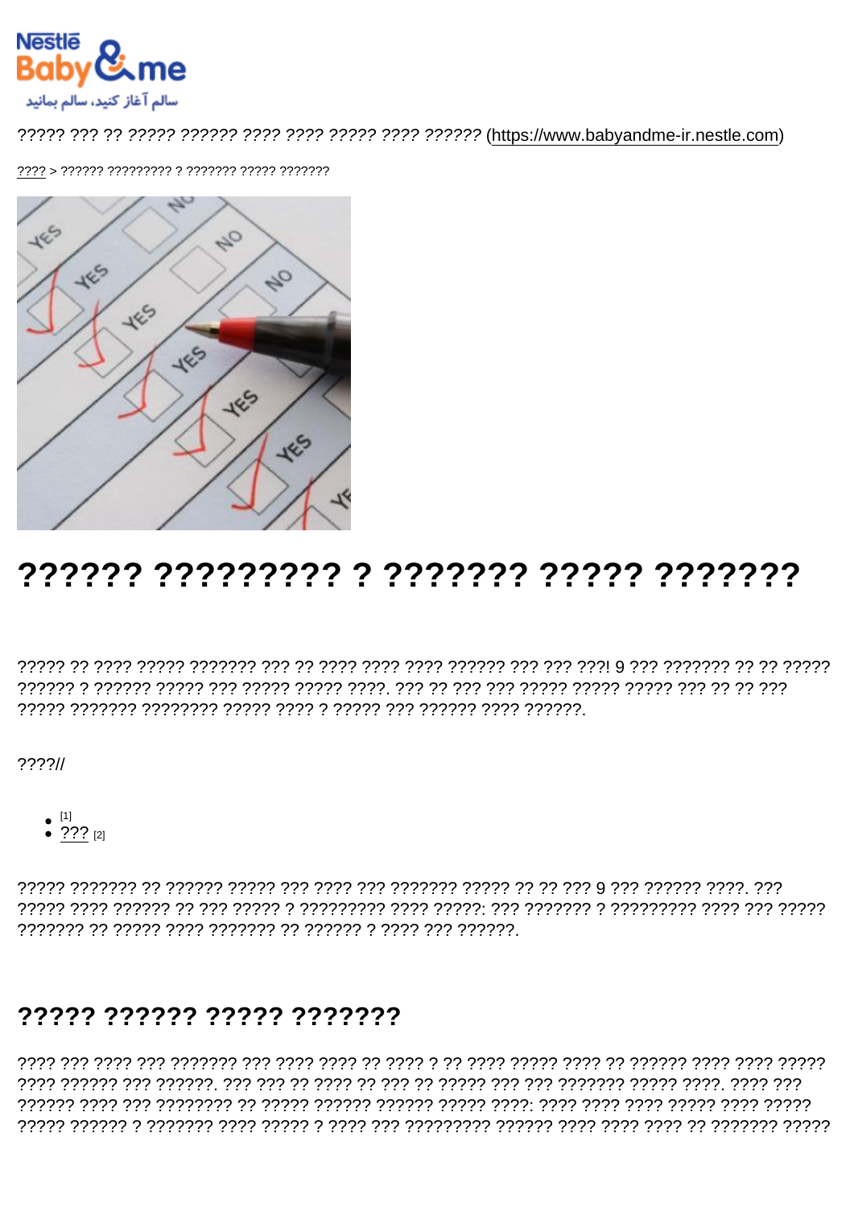????? ??? ?? ????? ?????? ???? ???? ????? ???? ?????? (https://www.babyandme-ir.nestle.com)

???? > ?????? ????????? ? ??????? ????? ???????

# ?????? ????????? ? ??????? ????? ???????

????? ?? ???? ????? ??????? ??? ?? ???? ???? ???? ?????? ??? ??? ???! 9 ??? ??????? ?? ?? ????? ?????? ? ?????? ????? ??? ????? ????? ????. ??? ?? ??? ??? ????? ????? ????? ??? ?? ?? ??? ????? ??????? ???????? ????? ???? ? ????? ??? ?????? ???? ??????.

????//

- [1]
- ??? [2]

????? ??????? ?? ?????? ????? ??? ???? ??? ??????? ????? ?? ?? ??? 9 ??? ?????? ????. ??? ????? ???? ?????? ?? ??? ????? ? ????????? ???? ?????: ??? ??????? ? ????????? ???? ??? ????? ??????? ?? ????? ???? ??????? ?? ?????? ? ???? ??? ??????.

## ????? ?????? ????? ???????

???? ??? ???? ??? ??????? ??? ???? ???? ?? ???? ? ?? ???? ????? ???? ?? ?????? ???? ???? ????? ???? ?????? ??? ??????. ??? ??? ?? ???? ?? ??? ?? ????? ??? ??? ??????? ????? ????. ???? ??? ?????? ???? ??? ???????? ?? ????? ?????? ?????? ????? ????: ???? ???? ???? ????? ???? ????? ????? ?????? ? ??????? ???? ????? ? ???? ??? ????????? ?????? ???? ???? ???? ?? ??????? ?????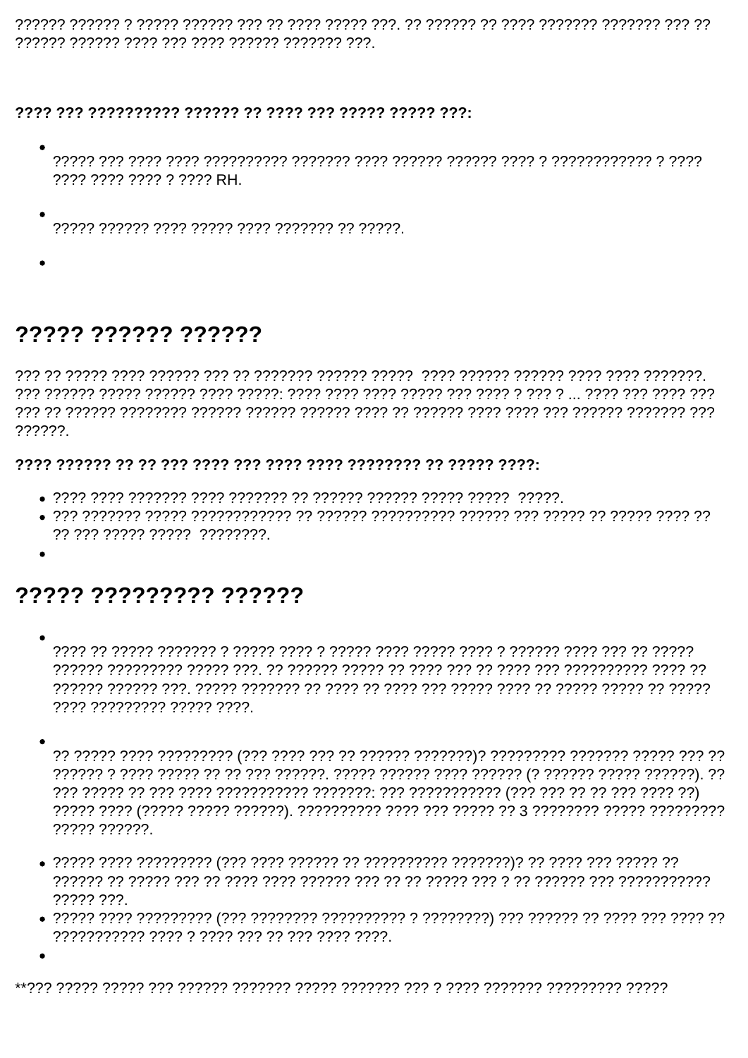?????? ?????? ? ????? ?????? ??? ?? ???? ????? ???. ?? ?????? ?? ???? ??????? ??????? ??? ?? ?????? ?????? ???? ??? ???? ?????? ??????? ???.

**???? ??? ?????????? ?????? ?? ???? ??? ????? ????? ???:**

- ????? ??? ???? ???? ?????????? ??????? ???? ?????? ?????? ???? ? ???????????? ? ???? ???? ???? ???? ? ???? RH.
- ????? ?????? ???? ????? ???? ??????? ?? ?????.
-

## ????? ?????? ??????

??? ?? ????? ???? ?????? ??? ?? ??????? ?????? ?????  ???? ?????? ?????? ???? ???? ???????. ??? ?????? ????? ?????? ???? ?????: ???? ???? ???? ????? ??? ???? ? ??? ? ... ???? ??? ???? ??? ??? ?? ?????? ???????? ?????? ?????? ?????? ???? ?? ?????? ???? ???? ??? ?????? ??????? ??? ??????.

**???? ?????? ?? ?? ??? ???? ??? ???? ???? ???????? ?? ????? ????:**

- ???? ???? ??????? ???? ??????? ?? ?????? ?????? ????? ?????  ?????.
- ??? ??????? ????? ???????????? ?? ?????? ?????????? ?????? ??? ????? ?? ????? ???? ?? ?? ??? ????? ?????  ????????.
-

## ????? ????????? ??????

- ???? ?? ????? ??????? ? ????? ???? ? ????? ???? ????? ???? ? ?????? ???? ??? ?? ????? ?????? ????????? ????? ???. ?? ?????? ????? ?? ???? ??? ?? ???? ??? ?????????? ???? ?? ?????? ?????? ???. ????? ??????? ?? ???? ?? ???? ??? ????? ???? ?? ????? ????? ?? ????? ???? ????????? ????? ????.
- ?? ????? ???? ????????? (??? ???? ??? ?? ?????? ???????)? ????????? ??????? ????? ??? ?? ?????? ? ???? ????? ?? ?? ??? ??????. ????? ?????? ???? ?????? (? ?????? ????? ??????). ?? ??? ????? ?? ??? ???? ??????????? ???????: ??? ??????????? (??? ??? ?? ?? ??? ???? ??) ????? ???? (????? ????? ??????). ?????????? ???? ??? ????? ?? 3 ???????? ????? ????????? ????? ??????.
- ????? ???? ????????? (??? ???? ?????? ?? ?????????? ???????)? ?? ???? ??? ????? ?? ?????? ?? ????? ??? ?? ???? ???? ?????? ??? ?? ?? ????? ??? ? ?? ?????? ??? ??????????? ????? ???.
- ????? ???? ????????? (??? ???????? ?????????? ? ????????) ??? ?????? ?? ???? ??? ???? ?? ??????????? ???? ? ???? ??? ?? ??? ???? ????.
-

**??? ????? ????? ??? ?????? ??????? ????? ??????? ??? ? ???? ??????? ????????? ?????